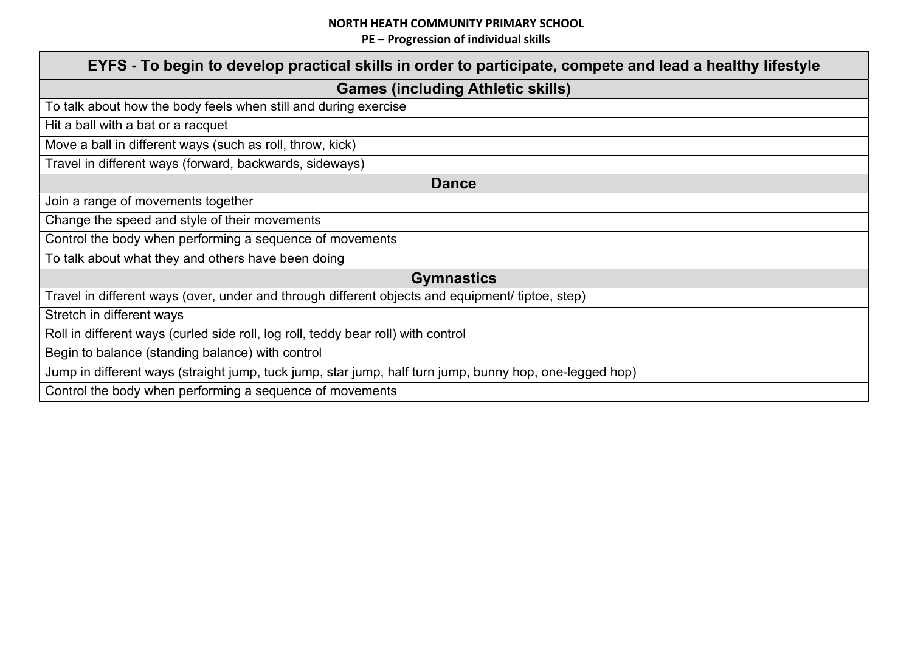**NORTH HEATH COMMUNITY PRIMARY SCHOOL**

**PE – Progression of individual skills**

| EYFS - To begin to develop practical skills in order to participate, compete and lead a healthy lifestyle |
|---|
| **Games (including Athletic skills)** |
| To talk about how the body feels when still and during exercise |
| Hit a ball with a bat or a racquet |
| Move a ball in different ways (such as roll, throw, kick) |
| Travel in different ways (forward, backwards, sideways) |
| **Dance** |
| Join a range of movements together |
| Change the speed and style of their movements |
| Control the body when performing a sequence of movements |
| To talk about what they and others have been doing |
| **Gymnastics** |
| Travel in different ways (over, under and through different objects and equipment/ tiptoe, step) |
| Stretch in different ways |
| Roll in different ways (curled side roll, log roll, teddy bear roll) with control |
| Begin to balance (standing balance) with control |
| Jump in different ways (straight jump, tuck jump, star jump, half turn jump, bunny hop, one-legged hop) |
| Control the body when performing a sequence of movements |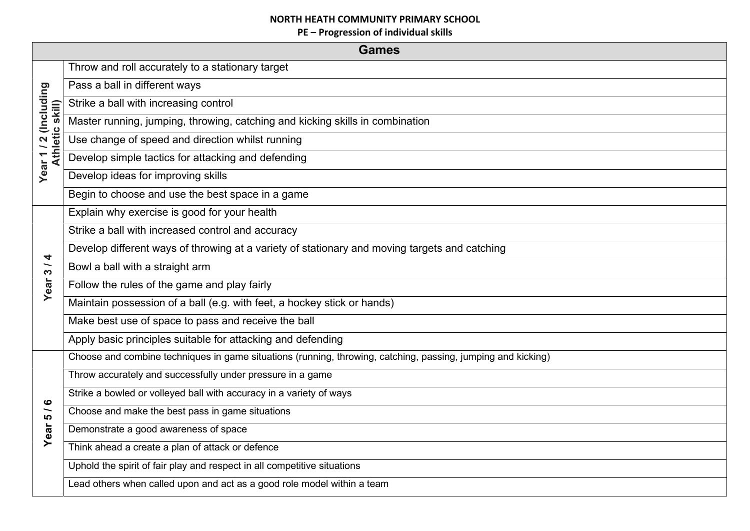**NORTH HEATH COMMUNITY PRIMARY SCHOOL**

**PE – Progression of individual skills**

| Games | |
|---|---|
| **Year 1 / 2 (Including Athletic skill)** | Throw and roll accurately to a stationary target |
| | Pass a ball in different ways |
| | Strike a ball with increasing control |
| | Master running, jumping, throwing, catching and kicking skills in combination |
| | Use change of speed and direction whilst running |
| | Develop simple tactics for attacking and defending |
| | Develop ideas for improving skills |
| | Begin to choose and use the best space in a game |
| **Year 3 / 4** | Explain why exercise is good for your health |
| | Strike a ball with increased control and accuracy |
| | Develop different ways of throwing at a variety of stationary and moving targets and catching |
| | Bowl a ball with a straight arm |
| | Follow the rules of the game and play fairly |
| | Maintain possession of a ball (e.g. with feet, a hockey stick or hands) |
| | Make best use of space to pass and receive the ball |
| | Apply basic principles suitable for attacking and defending |
| **Year 5 / 6** | Choose and combine techniques in game situations (running, throwing, catching, passing, jumping and kicking) |
| | Throw accurately and successfully under pressure in a game |
| | Strike a bowled or volleyed ball with accuracy in a variety of ways |
| | Choose and make the best pass in game situations |
| | Demonstrate a good awareness of space |
| | Think ahead a create a plan of attack or defence |
| | Uphold the spirit of fair play and respect in all competitive situations |
| | Lead others when called upon and act as a good role model within a team |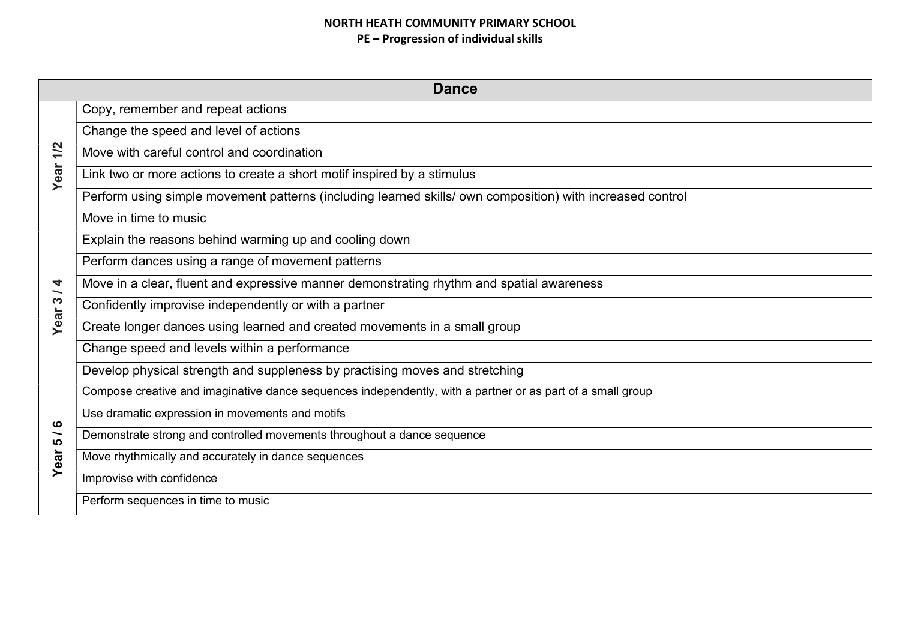**NORTH HEATH COMMUNITY PRIMARY SCHOOL**
**PE – Progression of individual skills**

| Dance | |
|---|---|
| **Year 1/2** | Copy, remember and repeat actions |
| | Change the speed and level of actions |
| | Move with careful control and coordination |
| | Link two or more actions to create a short motif inspired by a stimulus |
| | Perform using simple movement patterns (including learned skills/ own composition) with increased control |
| | Move in time to music |
| **Year 3 / 4** | Explain the reasons behind warming up and cooling down |
| | Perform dances using a range of movement patterns |
| | Move in a clear, fluent and expressive manner demonstrating rhythm and spatial awareness |
| | Confidently improvise independently or with a partner |
| | Create longer dances using learned and created movements in a small group |
| | Change speed and levels within a performance |
| | Develop physical strength and suppleness by practising moves and stretching |
| **Year 5 / 6** | Compose creative and imaginative dance sequences independently, with a partner or as part of a small group |
| | Use dramatic expression in movements and motifs |
| | Demonstrate strong and controlled movements throughout a dance sequence |
| | Move rhythmically and accurately in dance sequences |
| | Improvise with confidence |
| | Perform sequences in time to music |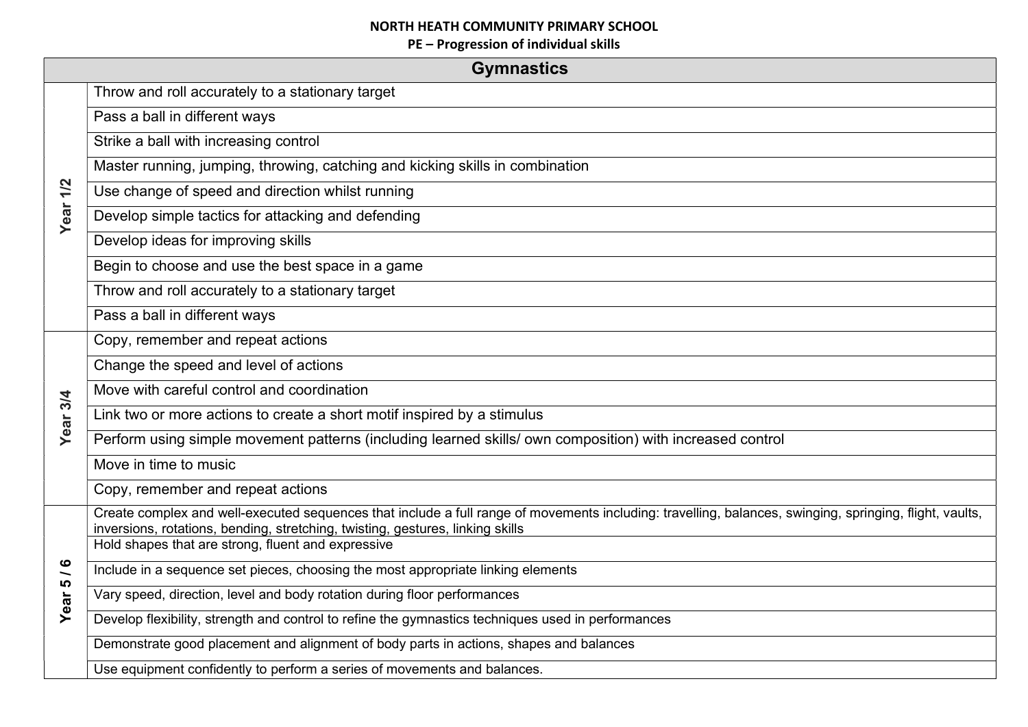**NORTH HEATH COMMUNITY PRIMARY SCHOOL**

**PE – Progression of individual skills**

| Gymnastics | |
|---|---|
| **Year 1/2** | Throw and roll accurately to a stationary target |
| | Pass a ball in different ways |
| | Strike a ball with increasing control |
| | Master running, jumping, throwing, catching and kicking skills in combination |
| | Use change of speed and direction whilst running |
| | Develop simple tactics for attacking and defending |
| | Develop ideas for improving skills |
| | Begin to choose and use the best space in a game |
| | Throw and roll accurately to a stationary target |
| | Pass a ball in different ways |
| **Year 3/4** | Copy, remember and repeat actions |
| | Change the speed and level of actions |
| | Move with careful control and coordination |
| | Link two or more actions to create a short motif inspired by a stimulus |
| | Perform using simple movement patterns (including learned skills/ own composition) with increased control |
| | Move in time to music |
| | Copy, remember and repeat actions |
| **Year 5 / 6** | Create complex and well-executed sequences that include a full range of movements including: travelling, balances, swinging, springing, flight, vaults, inversions, rotations, bending, stretching, twisting, gestures, linking skills |
| | Hold shapes that are strong, fluent and expressive |
| | Include in a sequence set pieces, choosing the most appropriate linking elements |
| | Vary speed, direction, level and body rotation during floor performances |
| | Develop flexibility, strength and control to refine the gymnastics techniques used in performances |
| | Demonstrate good placement and alignment of body parts in actions, shapes and balances |
| | Use equipment confidently to perform a series of movements and balances. |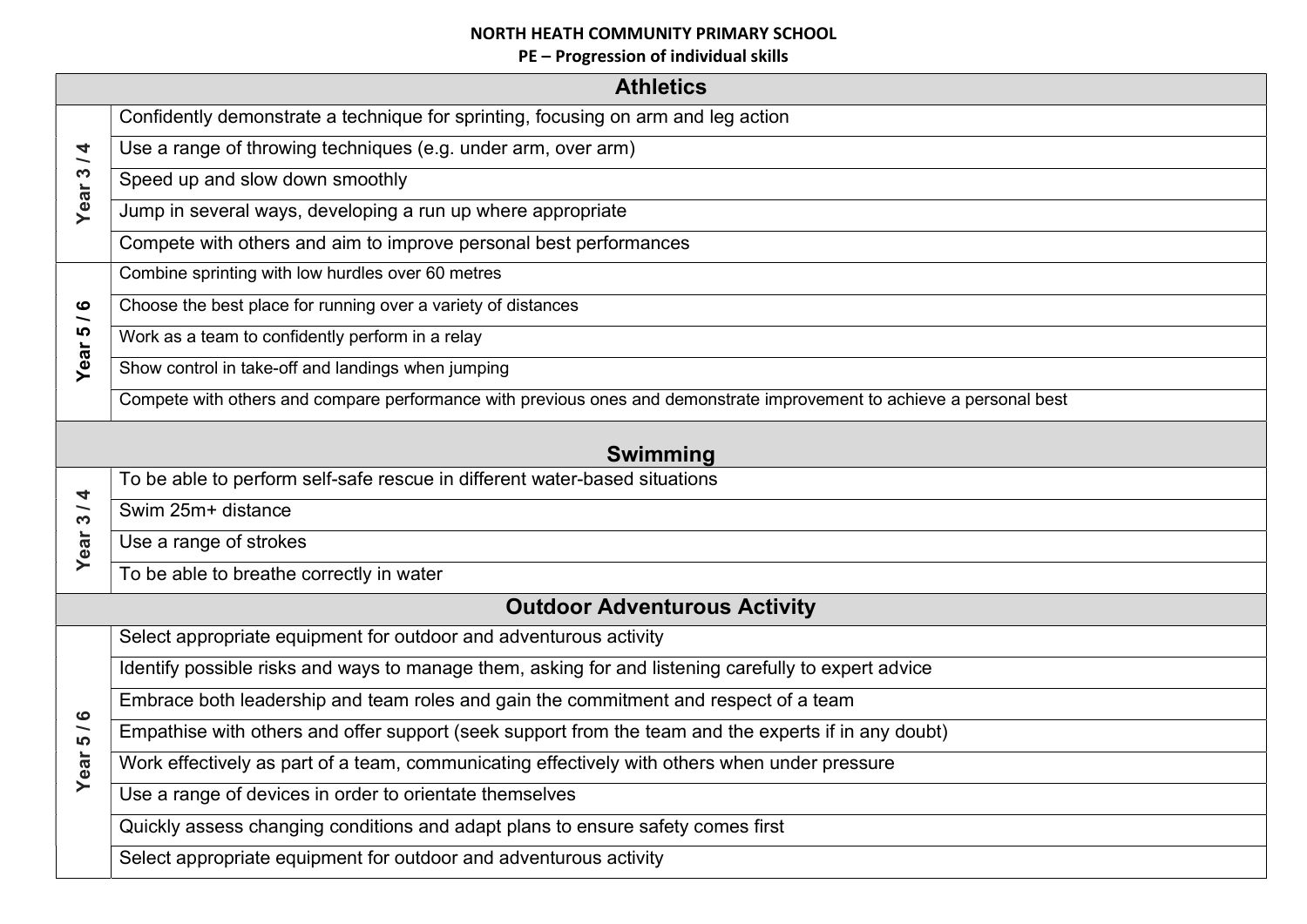**NORTH HEATH COMMUNITY PRIMARY SCHOOL**

**PE – Progression of individual skills**

| Athletics | |
|---|---|
| Year 3 / 4 | Confidently demonstrate a technique for sprinting, focusing on arm and leg action |
| | Use a range of throwing techniques (e.g. under arm, over arm) |
| | Speed up and slow down smoothly |
| | Jump in several ways, developing a run up where appropriate |
| | Compete with others and aim to improve personal best performances |
| Year 5 / 6 | Combine sprinting with low hurdles over 60 metres |
| | Choose the best place for running over a variety of distances |
| | Work as a team to confidently perform in a relay |
| | Show control in take-off and landings when jumping |
| | Compete with others and compare performance with previous ones and demonstrate improvement to achieve a personal best |

| Swimming | |
|---|---|
| Year 3 / 4 | To be able to perform self-safe rescue in different water-based situations |
| | Swim 25m+ distance |
| | Use a range of strokes |
| | To be able to breathe correctly in water |

| Outdoor Adventurous Activity | |
|---|---|
| Year 5 / 6 | Select appropriate equipment for outdoor and adventurous activity |
| | Identify possible risks and ways to manage them, asking for and listening carefully to expert advice |
| | Embrace both leadership and team roles and gain the commitment and respect of a team |
| | Empathise with others and offer support (seek support from the team and the experts if in any doubt) |
| | Work effectively as part of a team, communicating effectively with others when under pressure |
| | Use a range of devices in order to orientate themselves |
| | Quickly assess changing conditions and adapt plans to ensure safety comes first |
| | Select appropriate equipment for outdoor and adventurous activity |